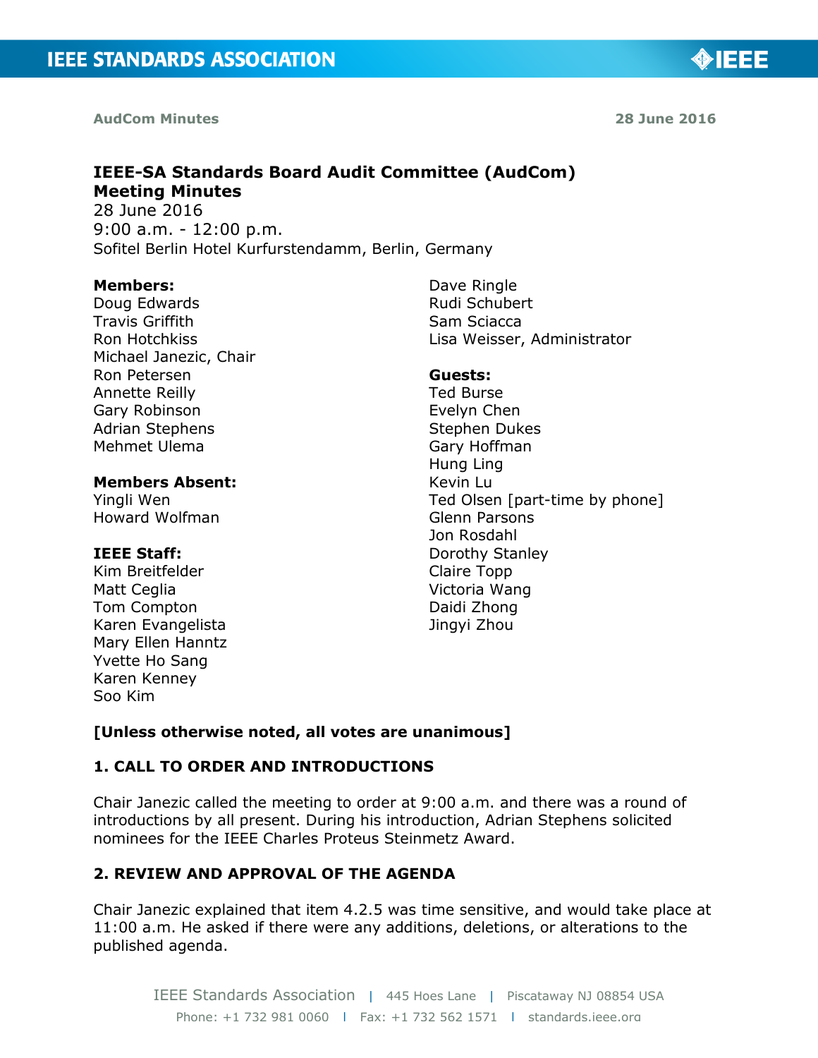# IEEE-SA Standards Board Audit Committee (AudCom) Meeting Minutes

28 June 2016
9:00 a.m. - 12:00 p.m.
Sofitel Berlin Hotel Kurfurstendamm, Berlin, Germany

**Members:**
Doug Edwards
Travis Griffith
Ron Hotchkiss
Michael Janezic, Chair
Ron Petersen
Annette Reilly
Gary Robinson
Adrian Stephens
Mehmet Ulema
Dave Ringle
Rudi Schubert
Sam Sciacca
Lisa Weisser, Administrator

**Members Absent:**
Yingli Wen
Howard Wolfman

**IEEE Staff:**
Kim Breitfelder
Matt Ceglia
Tom Compton
Karen Evangelista
Mary Ellen Hanntz
Yvette Ho Sang
Karen Kenney
Soo Kim

**Guests:**
Ted Burse
Evelyn Chen
Stephen Dukes
Gary Hoffman
Hung Ling
Kevin Lu
Ted Olsen [part-time by phone]
Glenn Parsons
Jon Rosdahl
Dorothy Stanley
Claire Topp
Victoria Wang
Daidi Zhong
Jingyi Zhou

**[Unless otherwise noted, all votes are unanimous]**

## 1. CALL TO ORDER AND INTRODUCTIONS

Chair Janezic called the meeting to order at 9:00 a.m. and there was a round of introductions by all present. During his introduction, Adrian Stephens solicited nominees for the IEEE Charles Proteus Steinmetz Award.

## 2. REVIEW AND APPROVAL OF THE AGENDA

Chair Janezic explained that item 4.2.5 was time sensitive, and would take place at 11:00 a.m. He asked if there were any additions, deletions, or alterations to the published agenda.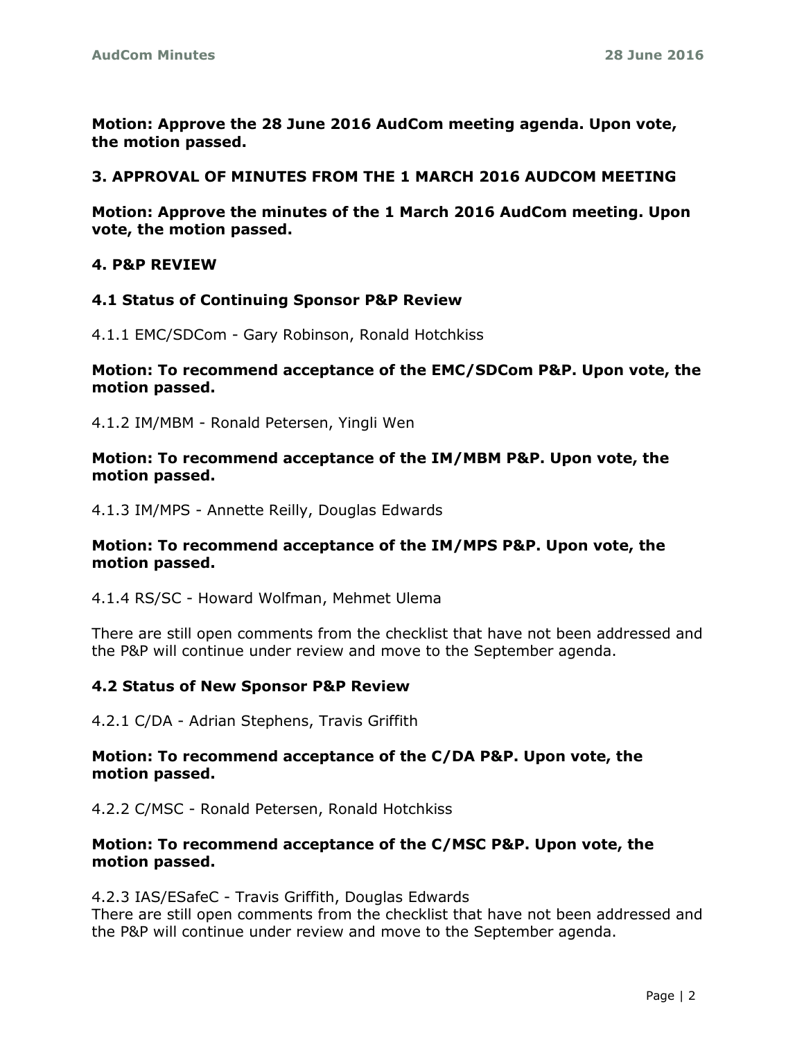**Motion: Approve the 28 June 2016 AudCom meeting agenda. Upon vote, the motion passed.**

## 3. APPROVAL OF MINUTES FROM THE 1 MARCH 2016 AUDCOM MEETING

**Motion: Approve the minutes of the 1 March 2016 AudCom meeting. Upon vote, the motion passed.**

## 4. P&P REVIEW

### 4.1 Status of Continuing Sponsor P&P Review

4.1.1 EMC/SDCom - Gary Robinson, Ronald Hotchkiss

**Motion: To recommend acceptance of the EMC/SDCom P&P. Upon vote, the motion passed.**

4.1.2 IM/MBM - Ronald Petersen, Yingli Wen

**Motion: To recommend acceptance of the IM/MBM P&P. Upon vote, the motion passed.**

4.1.3 IM/MPS - Annette Reilly, Douglas Edwards

**Motion: To recommend acceptance of the IM/MPS P&P. Upon vote, the motion passed.**

4.1.4 RS/SC - Howard Wolfman, Mehmet Ulema

There are still open comments from the checklist that have not been addressed and the P&P will continue under review and move to the September agenda.

### 4.2 Status of New Sponsor P&P Review

4.2.1 C/DA - Adrian Stephens, Travis Griffith

**Motion: To recommend acceptance of the C/DA P&P. Upon vote, the motion passed.**

4.2.2 C/MSC - Ronald Petersen, Ronald Hotchkiss

**Motion: To recommend acceptance of the C/MSC P&P. Upon vote, the motion passed.**

4.2.3 IAS/ESafeC - Travis Griffith, Douglas Edwards
There are still open comments from the checklist that have not been addressed and the P&P will continue under review and move to the September agenda.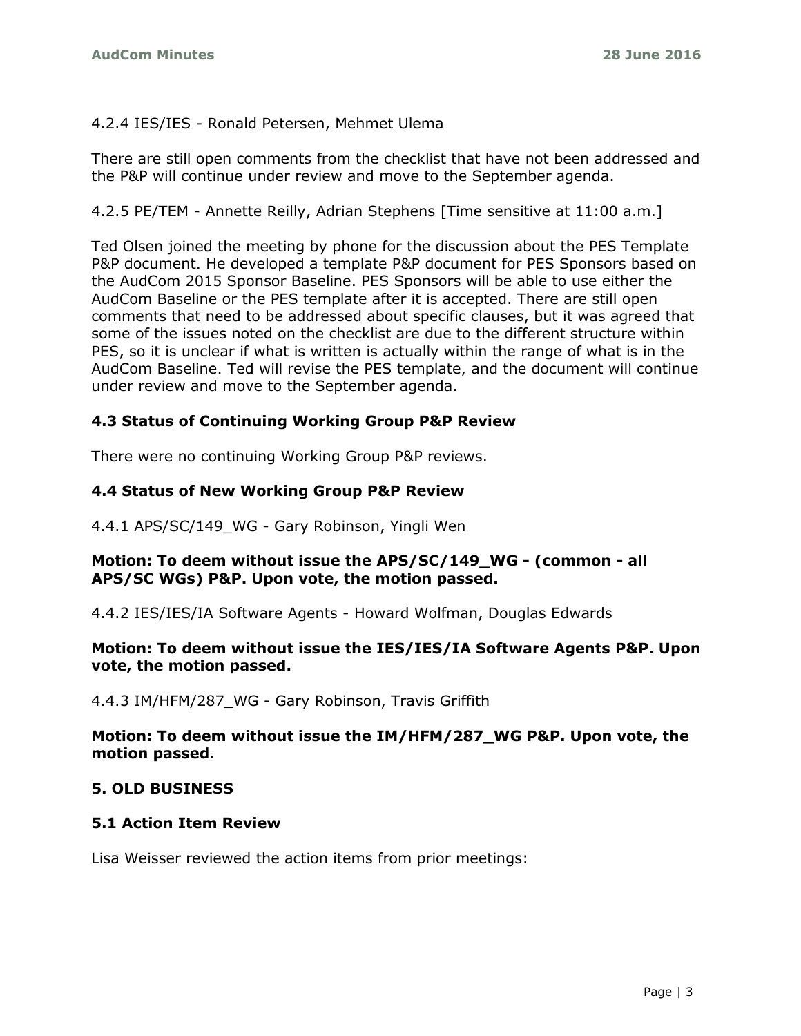4.2.4 IES/IES - Ronald Petersen, Mehmet Ulema

There are still open comments from the checklist that have not been addressed and the P&P will continue under review and move to the September agenda.

4.2.5 PE/TEM - Annette Reilly, Adrian Stephens [Time sensitive at 11:00 a.m.]

Ted Olsen joined the meeting by phone for the discussion about the PES Template P&P document. He developed a template P&P document for PES Sponsors based on the AudCom 2015 Sponsor Baseline. PES Sponsors will be able to use either the AudCom Baseline or the PES template after it is accepted. There are still open comments that need to be addressed about specific clauses, but it was agreed that some of the issues noted on the checklist are due to the different structure within PES, so it is unclear if what is written is actually within the range of what is in the AudCom Baseline. Ted will revise the PES template, and the document will continue under review and move to the September agenda.

### 4.3 Status of Continuing Working Group P&P Review

There were no continuing Working Group P&P reviews.

### 4.4 Status of New Working Group P&P Review

4.4.1 APS/SC/149_WG - Gary Robinson, Yingli Wen

**Motion: To deem without issue the APS/SC/149_WG - (common - all APS/SC WGs) P&P. Upon vote, the motion passed.**

4.4.2 IES/IES/IA Software Agents - Howard Wolfman, Douglas Edwards

**Motion: To deem without issue the IES/IES/IA Software Agents P&P. Upon vote, the motion passed.**

4.4.3 IM/HFM/287_WG - Gary Robinson, Travis Griffith

**Motion: To deem without issue the IM/HFM/287_WG P&P. Upon vote, the motion passed.**

## 5. OLD BUSINESS

### 5.1 Action Item Review

Lisa Weisser reviewed the action items from prior meetings: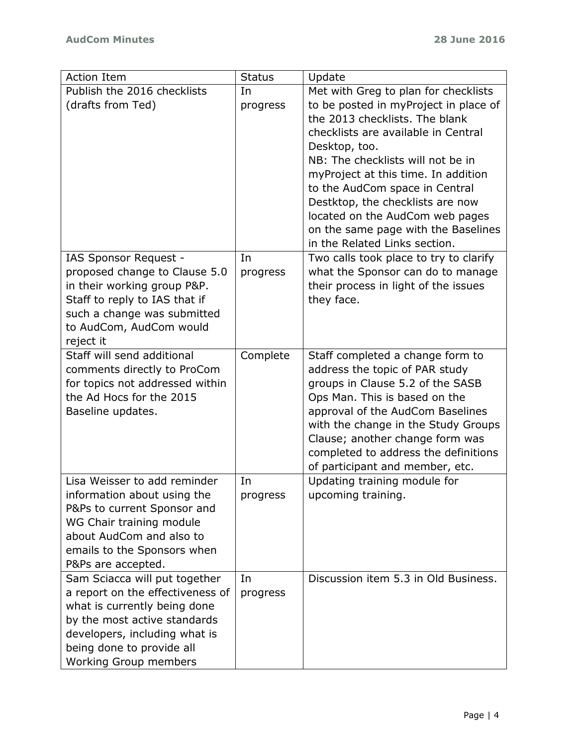| Action Item | Status | Update |
| --- | --- | --- |
| Publish the 2016 checklists (drafts from Ted) | In progress | Met with Greg to plan for checklists to be posted in myProject in place of the 2013 checklists. The blank checklists are available in Central Desktop, too. NB: The checklists will not be in myProject at this time. In addition to the AudCom space in Central Destktop, the checklists are now located on the AudCom web pages on the same page with the Baselines in the Related Links section. |
| IAS Sponsor Request - proposed change to Clause 5.0 in their working group P&P. Staff to reply to IAS that if such a change was submitted to AudCom, AudCom would reject it | In progress | Two calls took place to try to clarify what the Sponsor can do to manage their process in light of the issues they face. |
| Staff will send additional comments directly to ProCom for topics not addressed within the Ad Hocs for the 2015 Baseline updates. | Complete | Staff completed a change form to address the topic of PAR study groups in Clause 5.2 of the SASB Ops Man. This is based on the approval of the AudCom Baselines with the change in the Study Groups Clause; another change form was completed to address the definitions of participant and member, etc. |
| Lisa Weisser to add reminder information about using the P&Ps to current Sponsor and WG Chair training module about AudCom and also to emails to the Sponsors when P&Ps are accepted. | In progress | Updating training module for upcoming training. |
| Sam Sciacca will put together a report on the effectiveness of what is currently being done by the most active standards developers, including what is being done to provide all Working Group members | In progress | Discussion item 5.3 in Old Business. |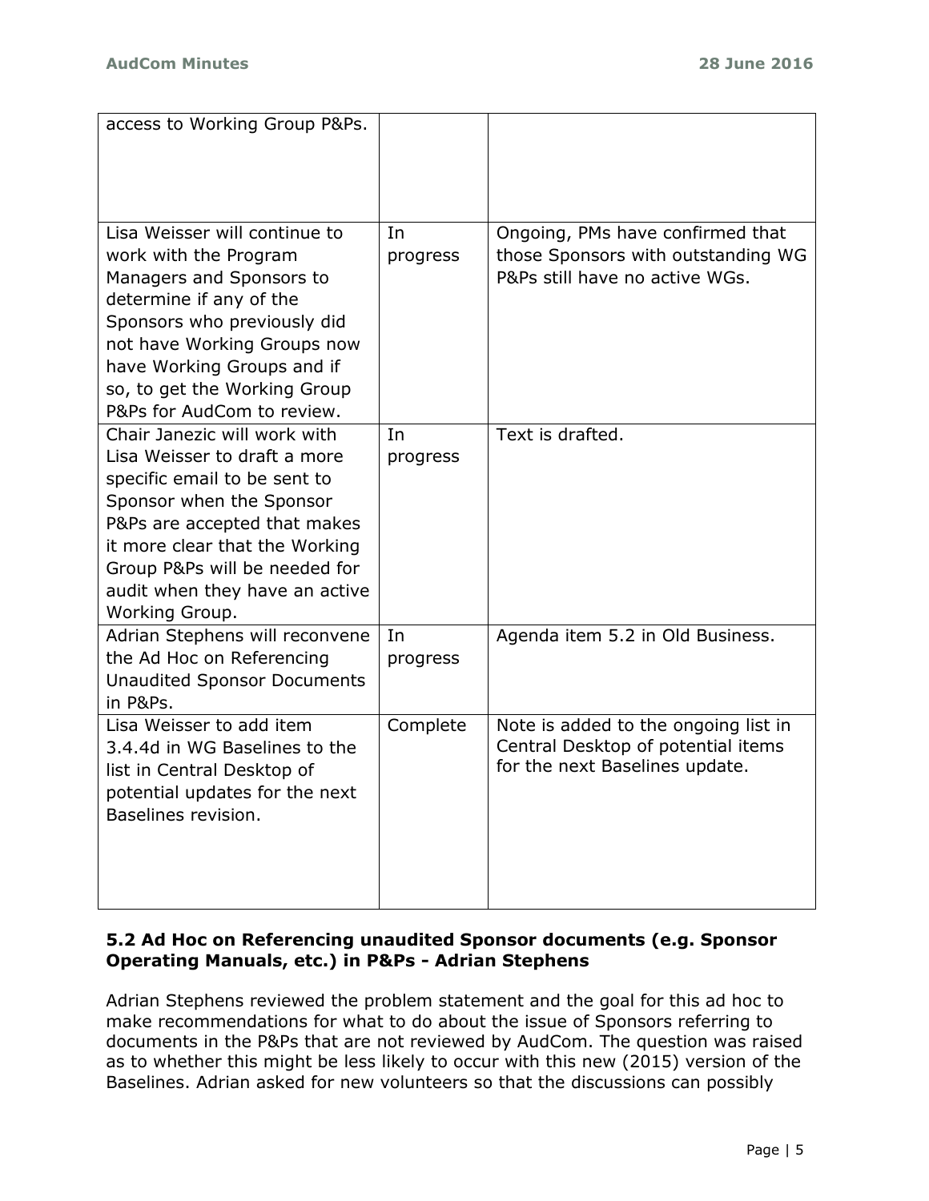| | | |
|---|---|---|
| access to Working Group P&Ps. | | |
| Lisa Weisser will continue to work with the Program Managers and Sponsors to determine if any of the Sponsors who previously did not have Working Groups now have Working Groups and if so, to get the Working Group P&Ps for AudCom to review. | In progress | Ongoing, PMs have confirmed that those Sponsors with outstanding WG P&Ps still have no active WGs. |
| Chair Janezic will work with Lisa Weisser to draft a more specific email to be sent to Sponsor when the Sponsor P&Ps are accepted that makes it more clear that the Working Group P&Ps will be needed for audit when they have an active Working Group. | In progress | Text is drafted. |
| Adrian Stephens will reconvene the Ad Hoc on Referencing Unaudited Sponsor Documents in P&Ps. | In progress | Agenda item 5.2 in Old Business. |
| Lisa Weisser to add item 3.4.4d in WG Baselines to the list in Central Desktop of potential updates for the next Baselines revision. | Complete | Note is added to the ongoing list in Central Desktop of potential items for the next Baselines update. |

### 5.2 Ad Hoc on Referencing unaudited Sponsor documents (e.g. Sponsor Operating Manuals, etc.) in P&Ps - Adrian Stephens

Adrian Stephens reviewed the problem statement and the goal for this ad hoc to make recommendations for what to do about the issue of Sponsors referring to documents in the P&Ps that are not reviewed by AudCom. The question was raised as to whether this might be less likely to occur with this new (2015) version of the Baselines. Adrian asked for new volunteers so that the discussions can possibly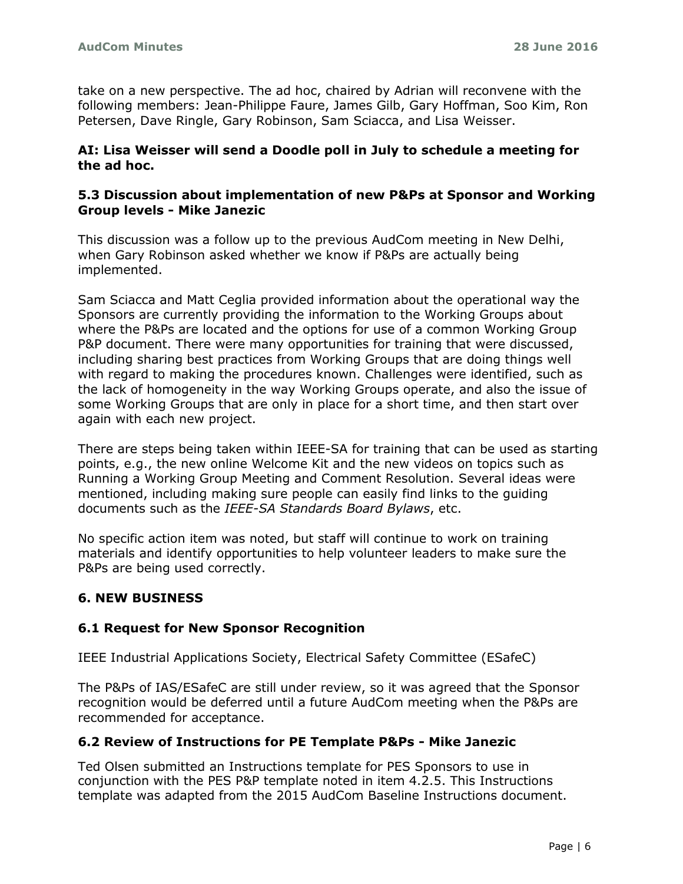take on a new perspective. The ad hoc, chaired by Adrian will reconvene with the following members: Jean-Philippe Faure, James Gilb, Gary Hoffman, Soo Kim, Ron Petersen, Dave Ringle, Gary Robinson, Sam Sciacca, and Lisa Weisser.

**AI: Lisa Weisser will send a Doodle poll in July to schedule a meeting for the ad hoc.**

### 5.3 Discussion about implementation of new P&Ps at Sponsor and Working Group levels - Mike Janezic

This discussion was a follow up to the previous AudCom meeting in New Delhi, when Gary Robinson asked whether we know if P&Ps are actually being implemented.

Sam Sciacca and Matt Ceglia provided information about the operational way the Sponsors are currently providing the information to the Working Groups about where the P&Ps are located and the options for use of a common Working Group P&P document. There were many opportunities for training that were discussed, including sharing best practices from Working Groups that are doing things well with regard to making the procedures known. Challenges were identified, such as the lack of homogeneity in the way Working Groups operate, and also the issue of some Working Groups that are only in place for a short time, and then start over again with each new project.

There are steps being taken within IEEE-SA for training that can be used as starting points, e.g., the new online Welcome Kit and the new videos on topics such as Running a Working Group Meeting and Comment Resolution. Several ideas were mentioned, including making sure people can easily find links to the guiding documents such as the *IEEE-SA Standards Board Bylaws*, etc.

No specific action item was noted, but staff will continue to work on training materials and identify opportunities to help volunteer leaders to make sure the P&Ps are being used correctly.

## 6. NEW BUSINESS

### 6.1 Request for New Sponsor Recognition

IEEE Industrial Applications Society, Electrical Safety Committee (ESafeC)

The P&Ps of IAS/ESafeC are still under review, so it was agreed that the Sponsor recognition would be deferred until a future AudCom meeting when the P&Ps are recommended for acceptance.

### 6.2 Review of Instructions for PE Template P&Ps - Mike Janezic

Ted Olsen submitted an Instructions template for PES Sponsors to use in conjunction with the PES P&P template noted in item 4.2.5. This Instructions template was adapted from the 2015 AudCom Baseline Instructions document.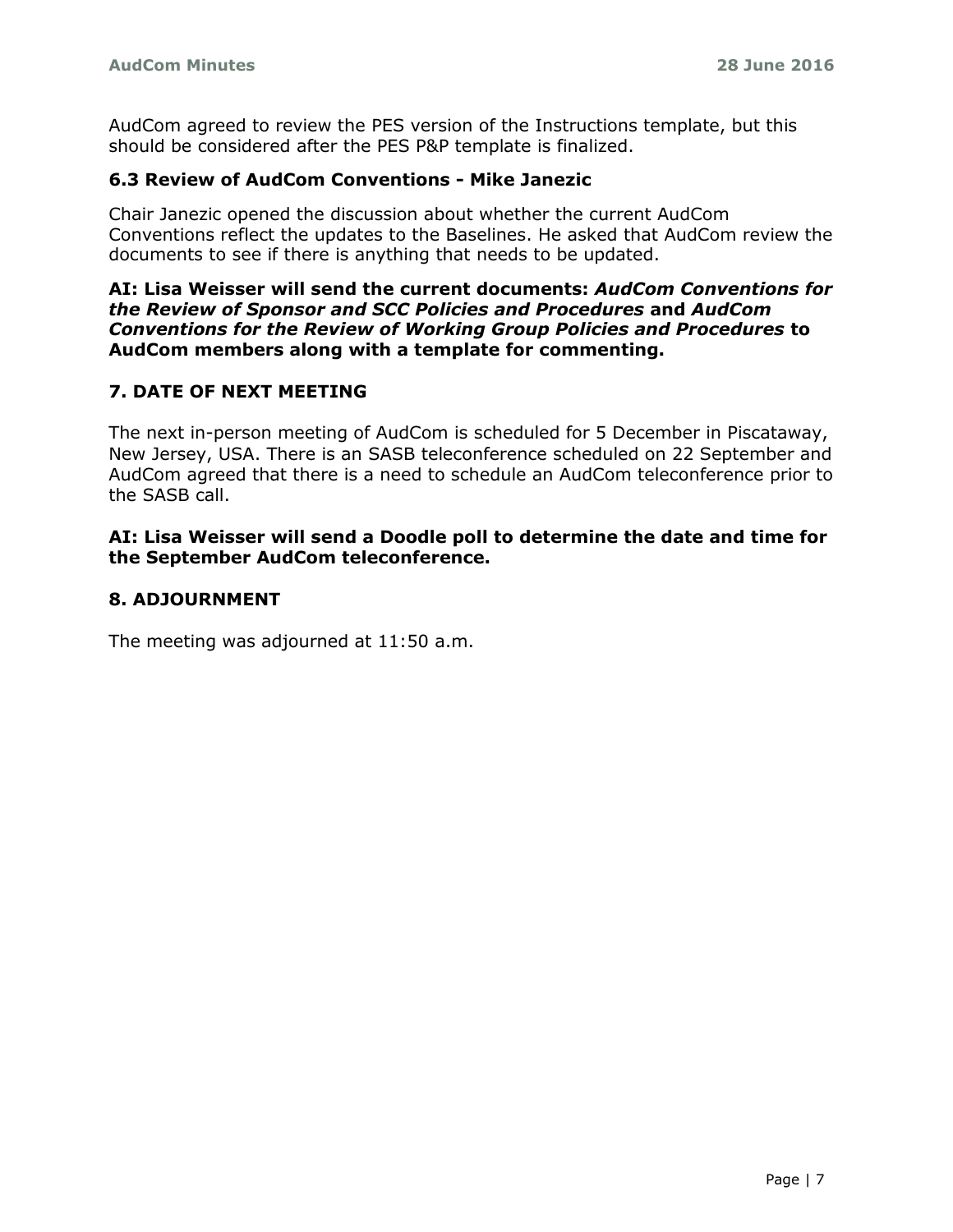AudCom agreed to review the PES version of the Instructions template, but this should be considered after the PES P&P template is finalized.

### 6.3 Review of AudCom Conventions - Mike Janezic

Chair Janezic opened the discussion about whether the current AudCom Conventions reflect the updates to the Baselines. He asked that AudCom review the documents to see if there is anything that needs to be updated.

**AI: Lisa Weisser will send the current documents: *AudCom Conventions for the Review of Sponsor and SCC Policies and Procedures* and *AudCom Conventions for the Review of Working Group Policies and Procedures* to AudCom members along with a template for commenting.**

## 7. DATE OF NEXT MEETING

The next in-person meeting of AudCom is scheduled for 5 December in Piscataway, New Jersey, USA. There is an SASB teleconference scheduled on 22 September and AudCom agreed that there is a need to schedule an AudCom teleconference prior to the SASB call.

**AI: Lisa Weisser will send a Doodle poll to determine the date and time for the September AudCom teleconference.**

## 8. ADJOURNMENT

The meeting was adjourned at 11:50 a.m.